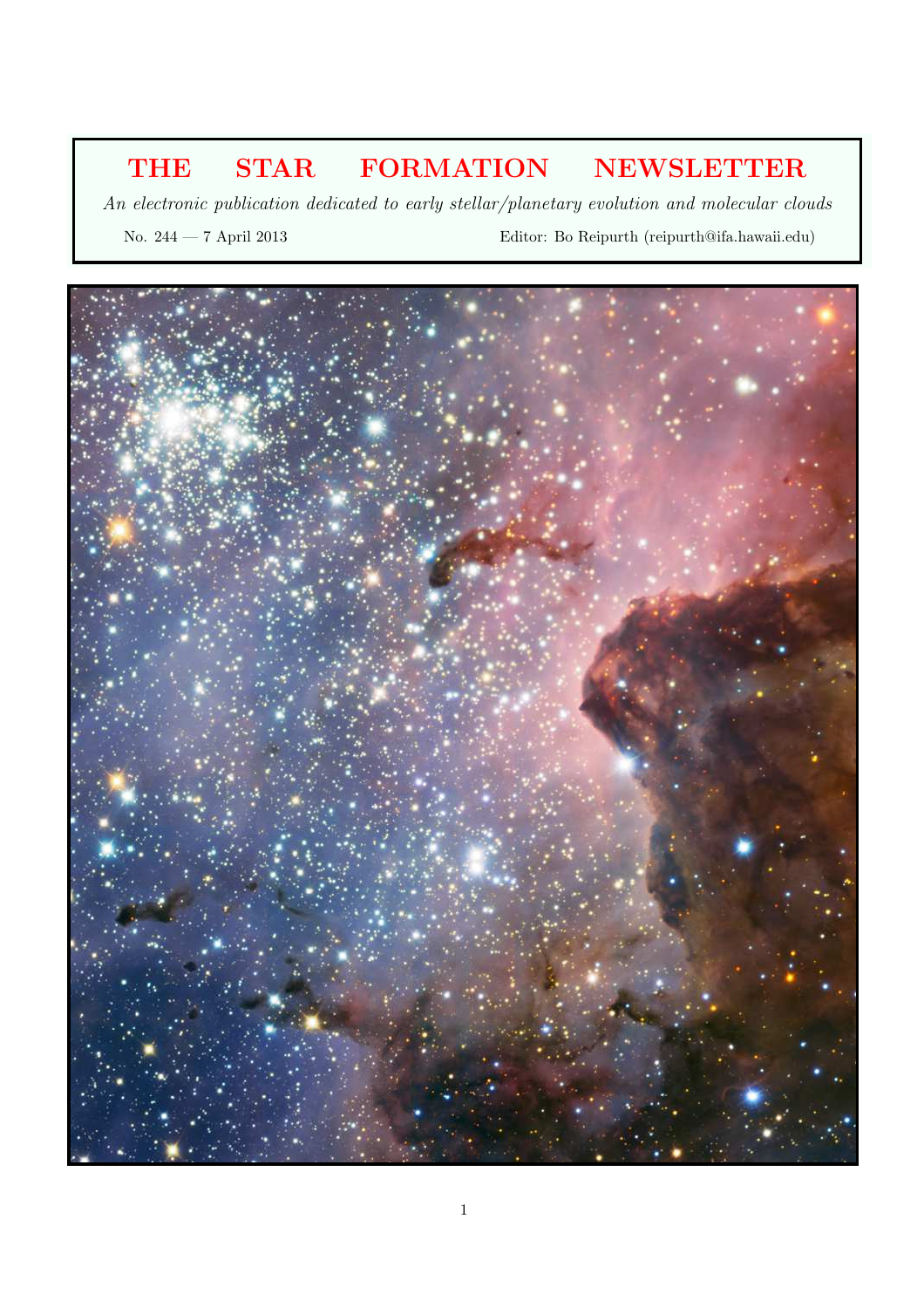# THE STAR FORMATION NEWSLETTER

*An electronic publication dedicated to early stellar/planetary evolution and molecular clouds*

No. 244 — 7 April 2013

Editor: Bo Reipurth (reipurth@ifa.hawaii.edu)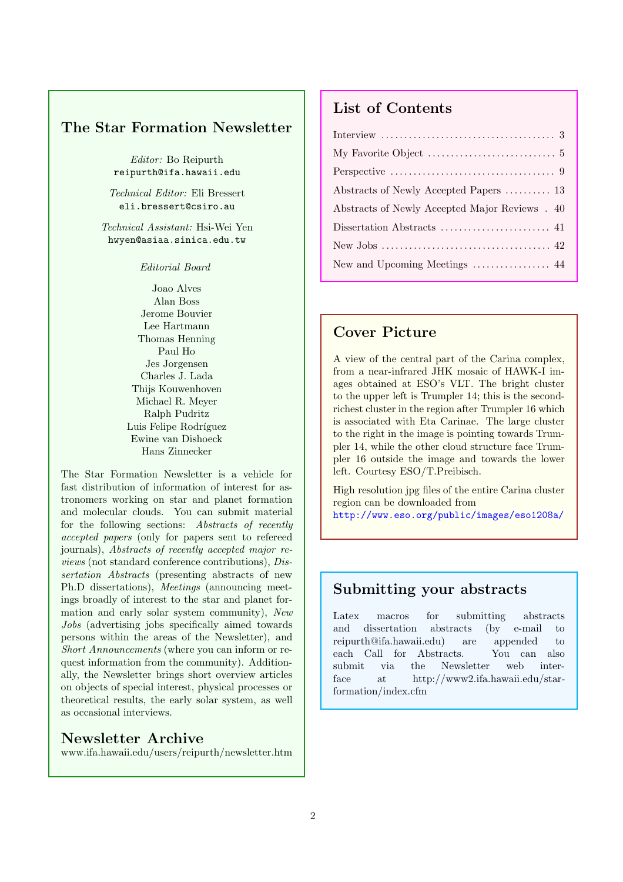## The Star Formation Newsletter

*Editor:* Bo Reipurth
reipurth@ifa.hawaii.edu

*Technical Editor:* Eli Bressert
eli.bressert@csiro.au

*Technical Assistant:* Hsi-Wei Yen
hwyen@asiaa.sinica.edu.tw

*Editorial Board*

Joao Alves
Alan Boss
Jerome Bouvier
Lee Hartmann
Thomas Henning
Paul Ho
Jes Jorgensen
Charles J. Lada
Thijs Kouwenhoven
Michael R. Meyer
Ralph Pudritz
Luis Felipe Rodríguez
Ewine van Dishoeck
Hans Zinnecker

The Star Formation Newsletter is a vehicle for fast distribution of information of interest for astronomers working on star and planet formation and molecular clouds. You can submit material for the following sections: *Abstracts of recently accepted papers* (only for papers sent to refereed journals), *Abstracts of recently accepted major reviews* (not standard conference contributions), *Dissertation Abstracts* (presenting abstracts of new Ph.D dissertations), *Meetings* (announcing meetings broadly of interest to the star and planet formation and early solar system community), *New Jobs* (advertising jobs specifically aimed towards persons within the areas of the Newsletter), and *Short Announcements* (where you can inform or request information from the community). Additionally, the Newsletter brings short overview articles on objects of special interest, physical processes or theoretical results, the early solar system, as well as occasional interviews.

## Newsletter Archive

www.ifa.hawaii.edu/users/reipurth/newsletter.htm

## List of Contents

- Interview ..... 3
- My Favorite Object ..... 5
- Perspective ..... 9
- Abstracts of Newly Accepted Papers ..... 13
- Abstracts of Newly Accepted Major Reviews ..... 40
- Dissertation Abstracts ..... 41
- New Jobs ..... 42
- New and Upcoming Meetings ..... 44

## Cover Picture

A view of the central part of the Carina complex, from a near-infrared JHK mosaic of HAWK-I images obtained at ESO's VLT. The bright cluster to the upper left is Trumpler 14; this is the second-richest cluster in the region after Trumpler 16 which is associated with Eta Carinae. The large cluster to the right in the image is pointing towards Trumpler 14, while the other cloud structure face Trumpler 16 outside the image and towards the lower left. Courtesy ESO/T.Preibisch.

High resolution jpg files of the entire Carina cluster region can be downloaded from
http://www.eso.org/public/images/eso1208a/

## Submitting your abstracts

Latex macros for submitting abstracts and dissertation abstracts (by e-mail to reipurth@ifa.hawaii.edu) are appended to each Call for Abstracts. You can also submit via the Newsletter web interface at http://www2.ifa.hawaii.edu/star-formation/index.cfm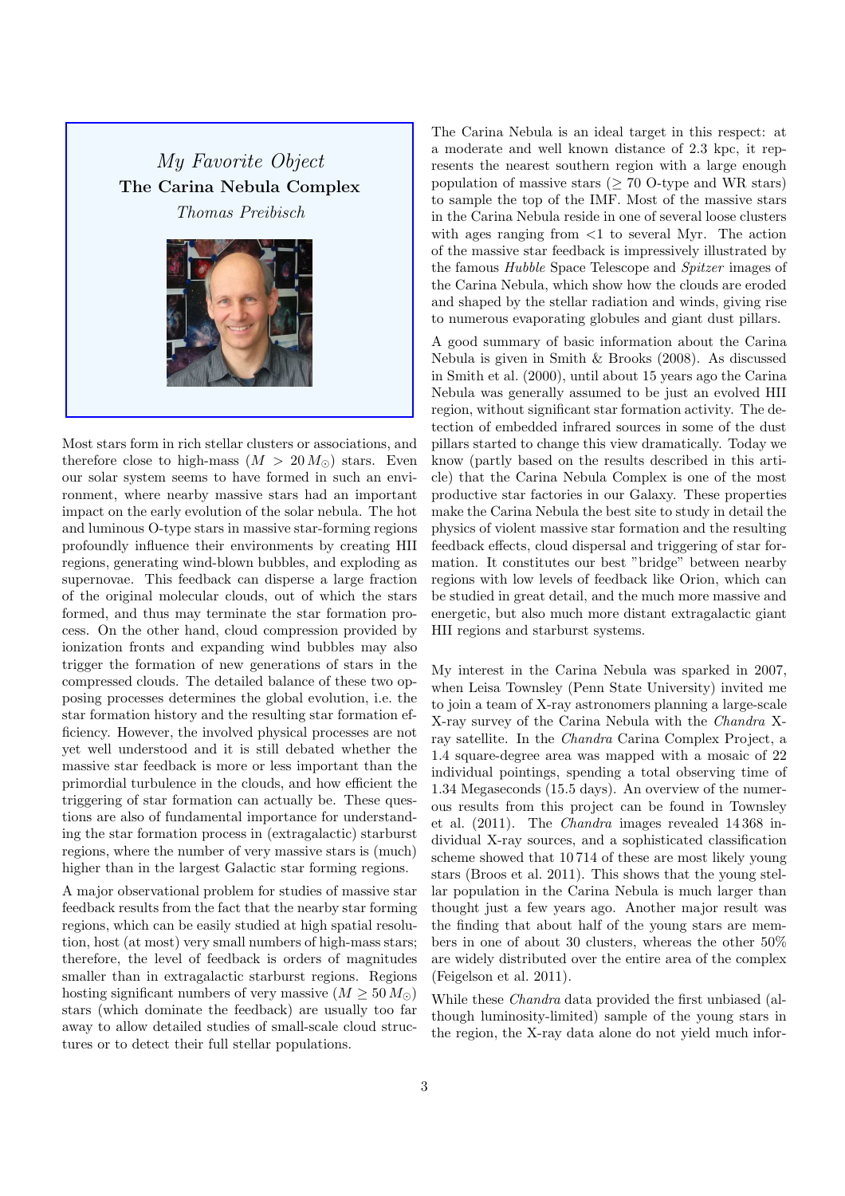## *My Favorite Object*

## The Carina Nebula Complex

*Thomas Preibisch*

Most stars form in rich stellar clusters or associations, and therefore close to high-mass ($M > 20\,M_\odot$) stars. Even our solar system seems to have formed in such an environment, where nearby massive stars had an important impact on the early evolution of the solar nebula. The hot and luminous O-type stars in massive star-forming regions profoundly influence their environments by creating HII regions, generating wind-blown bubbles, and exploding as supernovae. This feedback can disperse a large fraction of the original molecular clouds, out of which the stars formed, and thus may terminate the star formation process. On the other hand, cloud compression provided by ionization fronts and expanding wind bubbles may also trigger the formation of new generations of stars in the compressed clouds. The detailed balance of these two opposing processes determines the global evolution, i.e. the star formation history and the resulting star formation efficiency. However, the involved physical processes are not yet well understood and it is still debated whether the massive star feedback is more or less important than the primordial turbulence in the clouds, and how efficient the triggering of star formation can actually be. These questions are also of fundamental importance for understanding the star formation process in (extragalactic) starburst regions, where the number of very massive stars is (much) higher than in the largest Galactic star forming regions.

A major observational problem for studies of massive star feedback results from the fact that the nearby star forming regions, which can be easily studied at high spatial resolution, host (at most) very small numbers of high-mass stars; therefore, the level of feedback is orders of magnitudes smaller than in extragalactic starburst regions. Regions hosting significant numbers of very massive ($M \geq 50\,M_\odot$) stars (which dominate the feedback) are usually too far away to allow detailed studies of small-scale cloud structures or to detect their full stellar populations.

The Carina Nebula is an ideal target in this respect: at a moderate and well known distance of 2.3 kpc, it represents the nearest southern region with a large enough population of massive stars ($\geq 70$ O-type and WR stars) to sample the top of the IMF. Most of the massive stars in the Carina Nebula reside in one of several loose clusters with ages ranging from <1 to several Myr. The action of the massive star feedback is impressively illustrated by the famous *Hubble* Space Telescope and *Spitzer* images of the Carina Nebula, which show how the clouds are eroded and shaped by the stellar radiation and winds, giving rise to numerous evaporating globules and giant dust pillars.

A good summary of basic information about the Carina Nebula is given in Smith & Brooks (2008). As discussed in Smith et al. (2000), until about 15 years ago the Carina Nebula was generally assumed to be just an evolved HII region, without significant star formation activity. The detection of embedded infrared sources in some of the dust pillars started to change this view dramatically. Today we know (partly based on the results described in this article) that the Carina Nebula Complex is one of the most productive star factories in our Galaxy. These properties make the Carina Nebula the best site to study in detail the physics of violent massive star formation and the resulting feedback effects, cloud dispersal and triggering of star formation. It constitutes our best "bridge" between nearby regions with low levels of feedback like Orion, which can be studied in great detail, and the much more massive and energetic, but also much more distant extragalactic giant HII regions and starburst systems.

My interest in the Carina Nebula was sparked in 2007, when Leisa Townsley (Penn State University) invited me to join a team of X-ray astronomers planning a large-scale X-ray survey of the Carina Nebula with the *Chandra* X-ray satellite. In the *Chandra* Carina Complex Project, a 1.4 square-degree area was mapped with a mosaic of 22 individual pointings, spending a total observing time of 1.34 Megaseconds (15.5 days). An overview of the numerous results from this project can be found in Townsley et al. (2011). The *Chandra* images revealed 14 368 individual X-ray sources, and a sophisticated classification scheme showed that 10 714 of these are most likely young stars (Broos et al. 2011). This shows that the young stellar population in the Carina Nebula is much larger than thought just a few years ago. Another major result was the finding that about half of the young stars are members in one of about 30 clusters, whereas the other 50% are widely distributed over the entire area of the complex (Feigelson et al. 2011).

While these *Chandra* data provided the first unbiased (although luminosity-limited) sample of the young stars in the region, the X-ray data alone do not yield much infor-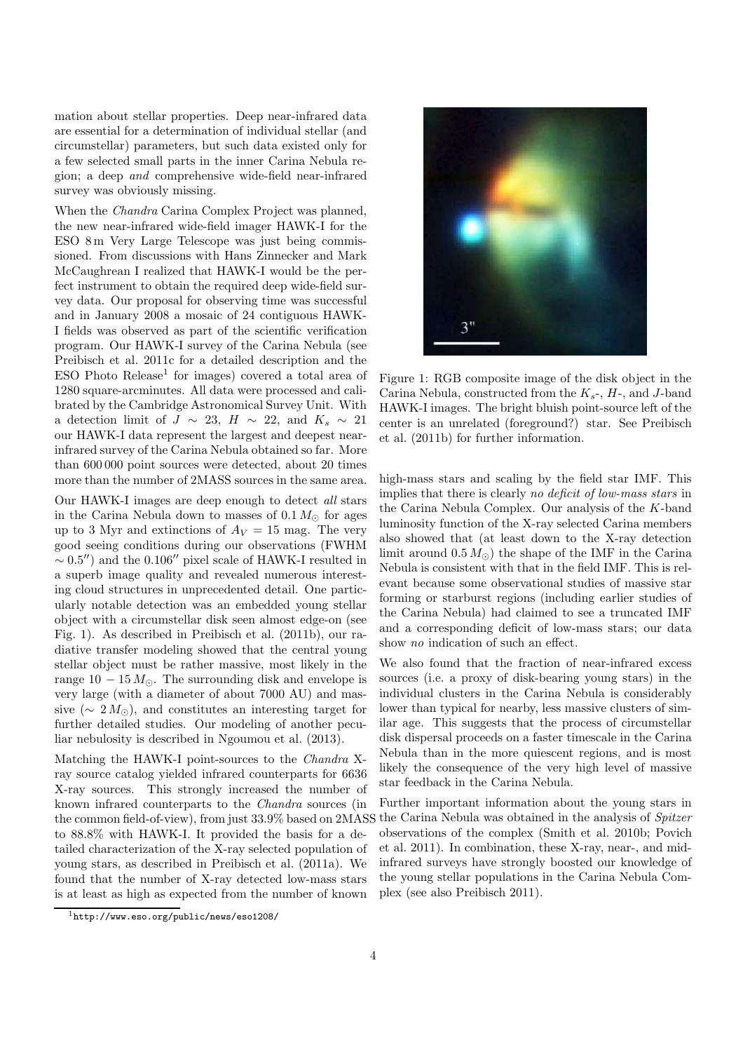mation about stellar properties. Deep near-infrared data are essential for a determination of individual stellar (and circumstellar) parameters, but such data existed only for a few selected small parts in the inner Carina Nebula region; a deep *and* comprehensive wide-field near-infrared survey was obviously missing.

When the *Chandra* Carina Complex Project was planned, the new near-infrared wide-field imager HAWK-I for the ESO 8 m Very Large Telescope was just being commissioned. From discussions with Hans Zinnecker and Mark McCaughrean I realized that HAWK-I would be the perfect instrument to obtain the required deep wide-field survey data. Our proposal for observing time was successful and in January 2008 a mosaic of 24 contiguous HAWK-I fields was observed as part of the scientific verification program. Our HAWK-I survey of the Carina Nebula (see Preibisch et al. 2011c for a detailed description and the ESO Photo Release[1] for images) covered a total area of 1280 square-arcminutes. All data were processed and calibrated by the Cambridge Astronomical Survey Unit. With a detection limit of $J \sim 23$, $H \sim 22$, and $K_s \sim 21$ our HAWK-I data represent the largest and deepest near-infrared survey of the Carina Nebula obtained so far. More than 600 000 point sources were detected, about 20 times more than the number of 2MASS sources in the same area.

Our HAWK-I images are deep enough to detect *all* stars in the Carina Nebula down to masses of $0.1\,M_\odot$ for ages up to 3 Myr and extinctions of $A_V = 15$ mag. The very good seeing conditions during our observations (FWHM $\sim 0.5''$) and the $0.106''$ pixel scale of HAWK-I resulted in a superb image quality and revealed numerous interesting cloud structures in unprecedented detail. One particularly notable detection was an embedded young stellar object with a circumstellar disk seen almost edge-on (see Fig. 1). As described in Preibisch et al. (2011b), our radiative transfer modeling showed that the central young stellar object must be rather massive, most likely in the range $10-15\,M_\odot$. The surrounding disk and envelope is very large (with a diameter of about 7000 AU) and massive ($\sim 2\,M_\odot$), and constitutes an interesting target for further detailed studies. Our modeling of another peculiar nebulosity is described in Ngoumou et al. (2013).

Figure 1: RGB composite image of the disk object in the Carina Nebula, constructed from the $K_s$-, $H$-, and $J$-band HAWK-I images. The bright bluish point-source left of the center is an unrelated (foreground?) star. See Preibisch et al. (2011b) for further information.

Matching the HAWK-I point-sources to the *Chandra* X-ray source catalog yielded infrared counterparts for 6636 X-ray sources. This strongly increased the number of known infrared counterparts to the *Chandra* sources (in the common field-of-view), from just 33.9% based on 2MASS to 88.8% with HAWK-I. It provided the basis for a detailed characterization of the X-ray selected population of young stars, as described in Preibisch et al. (2011a). We found that the number of X-ray detected low-mass stars is at least as high as expected from the number of known high-mass stars and scaling by the field star IMF. This implies that there is clearly *no deficit of low-mass stars* in the Carina Nebula Complex. Our analysis of the $K$-band luminosity function of the X-ray selected Carina members also showed that (at least down to the X-ray detection limit around $0.5\,M_\odot$) the shape of the IMF in the Carina Nebula is consistent with that in the field IMF. This is relevant because some observational studies of massive star forming or starburst regions (including earlier studies of the Carina Nebula) had claimed to see a truncated IMF and a corresponding deficit of low-mass stars; our data show *no* indication of such an effect.

We also found that the fraction of near-infrared excess sources (i.e. a proxy of disk-bearing young stars) in the individual clusters in the Carina Nebula is considerably lower than typical for nearby, less massive clusters of similar age. This suggests that the process of circumstellar disk dispersal proceeds on a faster timescale in the Carina Nebula than in the more quiescent regions, and is most likely the consequence of the very high level of massive star feedback in the Carina Nebula.

Further important information about the young stars in the Carina Nebula was obtained in the analysis of *Spitzer* observations of the complex (Smith et al. 2010b; Povich et al. 2011). In combination, these X-ray, near-, and mid-infrared surveys have strongly boosted our knowledge of the young stellar populations in the Carina Nebula Complex (see also Preibisch 2011).

[1] http://www.eso.org/public/news/eso1208/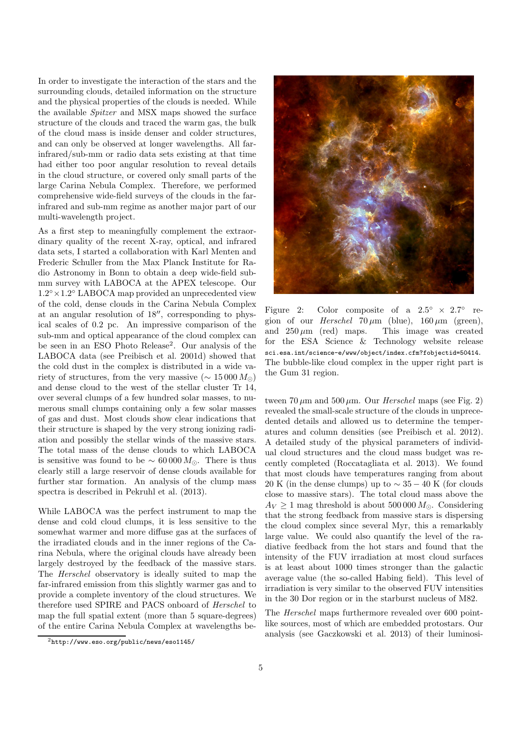In order to investigate the interaction of the stars and the surrounding clouds, detailed information on the structure and the physical properties of the clouds is needed. While the available *Spitzer* and MSX maps showed the surface structure of the clouds and traced the warm gas, the bulk of the cloud mass is inside denser and colder structures, and can only be observed at longer wavelengths. All far-infrared/sub-mm or radio data sets existing at that time had either too poor angular resolution to reveal details in the cloud structure, or covered only small parts of the large Carina Nebula Complex. Therefore, we performed comprehensive wide-field surveys of the clouds in the far-infrared and sub-mm regime as another major part of our multi-wavelength project.

As a first step to meaningfully complement the extraordinary quality of the recent X-ray, optical, and infrared data sets, I started a collaboration with Karl Menten and Frederic Schuller from the Max Planck Institute for Radio Astronomy in Bonn to obtain a deep wide-field sub-mm survey with LABOCA at the APEX telescope. Our $1.2^\circ \times 1.2^\circ$ LABOCA map provided an unprecedented view of the cold, dense clouds in the Carina Nebula Complex at an angular resolution of $18''$, corresponding to physical scales of 0.2 pc. An impressive comparison of the sub-mm and optical appearance of the cloud complex can be seen in an ESO Photo Release[2]. Our analysis of the LABOCA data (see Preibisch et al. 2001d) showed that the cold dust in the complex is distributed in a wide variety of structures, from the very massive ($\sim 15\,000\,M_\odot$) and dense cloud to the west of the stellar cluster Tr 14, over several clumps of a few hundred solar masses, to numerous small clumps containing only a few solar masses of gas and dust. Most clouds show clear indications that their structure is shaped by the very strong ionizing radiation and possibly the stellar winds of the massive stars. The total mass of the dense clouds to which LABOCA is sensitive was found to be $\sim 60\,000\,M_\odot$. There is thus clearly still a large reservoir of dense clouds available for further star formation. An analysis of the clump mass spectra is described in Pekruhl et al. (2013).

While LABOCA was the perfect instrument to map the dense and cold cloud clumps, it is less sensitive to the somewhat warmer and more diffuse gas at the surfaces of the irradiated clouds and in the inner regions of the Carina Nebula, where the original clouds have already been largely destroyed by the feedback of the massive stars. The *Herschel* observatory is ideally suited to map the far-infrared emission from this slightly warmer gas and to provide a complete inventory of the cloud structures. We therefore used SPIRE and PACS onboard of *Herschel* to map the full spatial extent (more than 5 square-degrees) of the entire Carina Nebula Complex at wavelengths between $70\,\mu$m and $500\,\mu$m. Our *Herschel* maps (see Fig. 2) revealed the small-scale structure of the clouds in unprecedented details and allowed us to determine the temperatures and column densities (see Preibisch et al. 2012). A detailed study of the physical parameters of individual cloud structures and the cloud mass budget was recently completed (Roccatagliata et al. 2013). We found that most clouds have temperatures ranging from about 20 K (in the dense clumps) up to $\sim 35-40$ K (for clouds close to massive stars). The total cloud mass above the $A_V \geq 1$ mag threshold is about $500\,000\,M_\odot$. Considering that the strong feedback from massive stars is dispersing the cloud complex since several Myr, this a remarkably large value. We could also quantify the level of the radiative feedback from the hot stars and found that the intensity of the FUV irradiation at most cloud surfaces is at least about 1000 times stronger than the galactic average value (the so-called Habing field). This level of irradiation is very similar to the observed FUV intensities in the 30 Dor region or in the starburst nucleus of M82.

Figure 2: Color composite of a $2.5^\circ \times 2.7^\circ$ region of our *Herschel* $70\,\mu$m (blue), $160\,\mu$m (green), and $250\,\mu$m (red) maps. This image was created for the ESA Science & Technology website release sci.esa.int/science-e/www/object/index.cfm?fobjectid=50414. The bubble-like cloud complex in the upper right part is the Gum 31 region.

The *Herschel* maps furthermore revealed over 600 point-like sources, most of which are embedded protostars. Our analysis (see Gaczkowski et al. 2013) of their luminosi-

[2] http://www.eso.org/public/news/eso1145/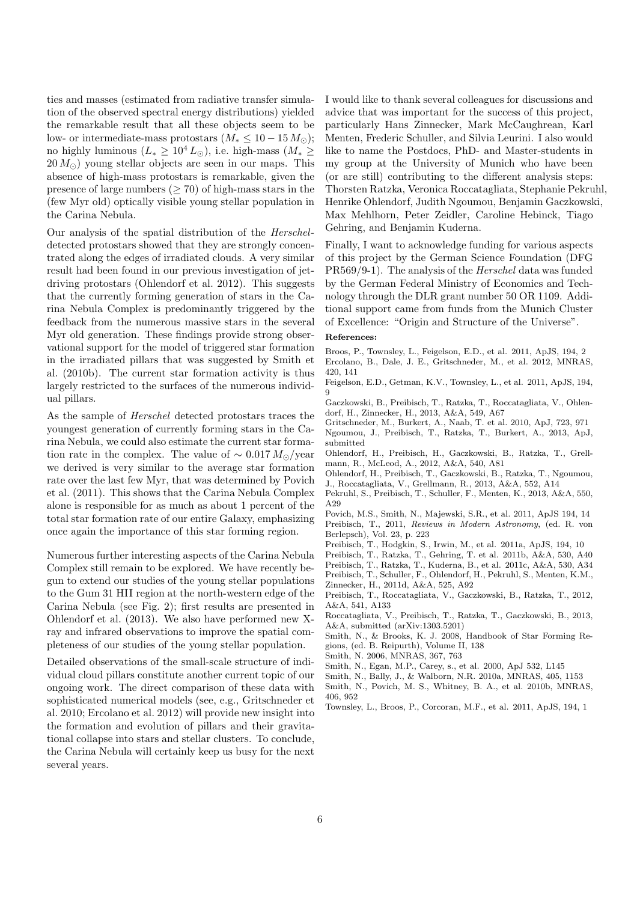ties and masses (estimated from radiative transfer simulation of the observed spectral energy distributions) yielded the remarkable result that all these objects seem to be low- or intermediate-mass protostars ($M_* \leq 10 - 15\,M_\odot$); no highly luminous ($L_* \geq 10^4\,L_\odot$), i.e. high-mass ($M_* \geq 20\,M_\odot$) young stellar objects are seen in our maps. This absence of high-mass protostars is remarkable, given the presence of large numbers ($\geq 70$) of high-mass stars in the (few Myr old) optically visible young stellar population in the Carina Nebula.

Our analysis of the spatial distribution of the *Herschel*-detected protostars showed that they are strongly concentrated along the edges of irradiated clouds. A very similar result had been found in our previous investigation of jet-driving protostars (Ohlendorf et al. 2012). This suggests that the currently forming generation of stars in the Carina Nebula Complex is predominantly triggered by the feedback from the numerous massive stars in the several Myr old generation. These findings provide strong observational support for the model of triggered star formation in the irradiated pillars that was suggested by Smith et al. (2010b). The current star formation activity is thus largely restricted to the surfaces of the numerous individual pillars.

As the sample of *Herschel* detected protostars traces the youngest generation of currently forming stars in the Carina Nebula, we could also estimate the current star formation rate in the complex. The value of $\sim 0.017\,M_\odot$/year we derived is very similar to the average star formation rate over the last few Myr, that was determined by Povich et al. (2011). This shows that the Carina Nebula Complex alone is responsible for as much as about 1 percent of the total star formation rate of our entire Galaxy, emphasizing once again the importance of this star forming region.

Numerous further interesting aspects of the Carina Nebula Complex still remain to be explored. We have recently begun to extend our studies of the young stellar populations to the Gum 31 HII region at the north-western edge of the Carina Nebula (see Fig. 2); first results are presented in Ohlendorf et al. (2013). We also have performed new X-ray and infrared observations to improve the spatial completeness of our studies of the young stellar population.

Detailed observations of the small-scale structure of individual cloud pillars constitute another current topic of our ongoing work. The direct comparison of these data with sophisticated numerical models (see, e.g., Gritschneder et al. 2010; Ercolano et al. 2012) will provide new insight into the formation and evolution of pillars and their gravitational collapse into stars and stellar clusters. To conclude, the Carina Nebula will certainly keep us busy for the next several years.

I would like to thank several colleagues for discussions and advice that was important for the success of this project, particularly Hans Zinnecker, Mark McCaughrean, Karl Menten, Frederic Schuller, and Silvia Leurini. I also would like to name the Postdocs, PhD- and Master-students in my group at the University of Munich who have been (or are still) contributing to the different analysis steps: Thorsten Ratzka, Veronica Roccatagliata, Stephanie Pekruhl, Henrike Ohlendorf, Judith Ngoumou, Benjamin Gaczkowski, Max Mehlhorn, Peter Zeidler, Caroline Hebinck, Tiago Gehring, and Benjamin Kuderna.

Finally, I want to acknowledge funding for various aspects of this project by the German Science Foundation (DFG PR569/9-1). The analysis of the *Herschel* data was funded by the German Federal Ministry of Economics and Technology through the DLR grant number 50 OR 1109. Additional support came from funds from the Munich Cluster of Excellence: "Origin and Structure of the Universe".

**References:**

Broos, P., Townsley, L., Feigelson, E.D., et al. 2011, ApJS, 194, 2
Ercolano, B., Dale, J. E., Gritschneder, M., et al. 2012, MNRAS, 420, 141
Feigelson, E.D., Getman, K.V., Townsley, L., et al. 2011, ApJS, 194, 9
Gaczkowski, B., Preibisch, T., Ratzka, T., Roccatagliata, V., Ohlendorf, H., Zinnecker, H., 2013, A&A, 549, A67
Gritschneder, M., Burkert, A., Naab, T. et al. 2010, ApJ, 723, 971
Ngoumou, J., Preibisch, T., Ratzka, T., Burkert, A., 2013, ApJ, submitted
Ohlendorf, H., Preibisch, H., Gaczkowski, B., Ratzka, T., Grellmann, R., McLeod, A., 2012, A&A, 540, A81
Ohlendorf, H., Preibisch, T., Gaczkowski, B., Ratzka, T., Ngoumou, J., Roccatagliata, V., Grellmann, R., 2013, A&A, 552, A14
Pekruhl, S., Preibisch, T., Schuller, F., Menten, K., 2013, A&A, 550, A29
Povich, M.S., Smith, N., Majewski, S.R., et al. 2011, ApJS 194, 14
Preibisch, T., 2011, *Reviews in Modern Astronomy*, (ed. R. von Berlepsch), Vol. 23, p. 223
Preibisch, T., Hodgkin, S., Irwin, M., et al. 2011a, ApJS, 194, 10
Preibisch, T., Ratzka, T., Gehring, T. et al. 2011b, A&A, 530, A40
Preibisch, T., Ratzka, T., Kuderna, B., et al. 2011c, A&A, 530, A34
Preibisch, T., Schuller, F., Ohlendorf, H., Pekruhl, S., Menten, K.M., Zinnecker, H., 2011d, A&A, 525, A92
Preibisch, T., Roccatagliata, V., Gaczkowski, B., Ratzka, T., 2012, A&A, 541, A133
Roccatagliata, V., Preibisch, T., Ratzka, T., Gaczkowski, B., 2013, A&A, submitted (arXiv:1303.5201)
Smith, N., & Brooks, K. J. 2008, Handbook of Star Forming Regions, (ed. B. Reipurth), Volume II, 138
Smith, N. 2006, MNRAS, 367, 763
Smith, N., Egan, M.P., Carey, s., et al. 2000, ApJ 532, L145
Smith, N., Bally, J., & Walborn, N.R. 2010a, MNRAS, 405, 1153
Smith, N., Povich, M. S., Whitney, B. A., et al. 2010b, MNRAS, 406, 952
Townsley, L., Broos, P., Corcoran, M.F., et al. 2011, ApJS, 194, 1